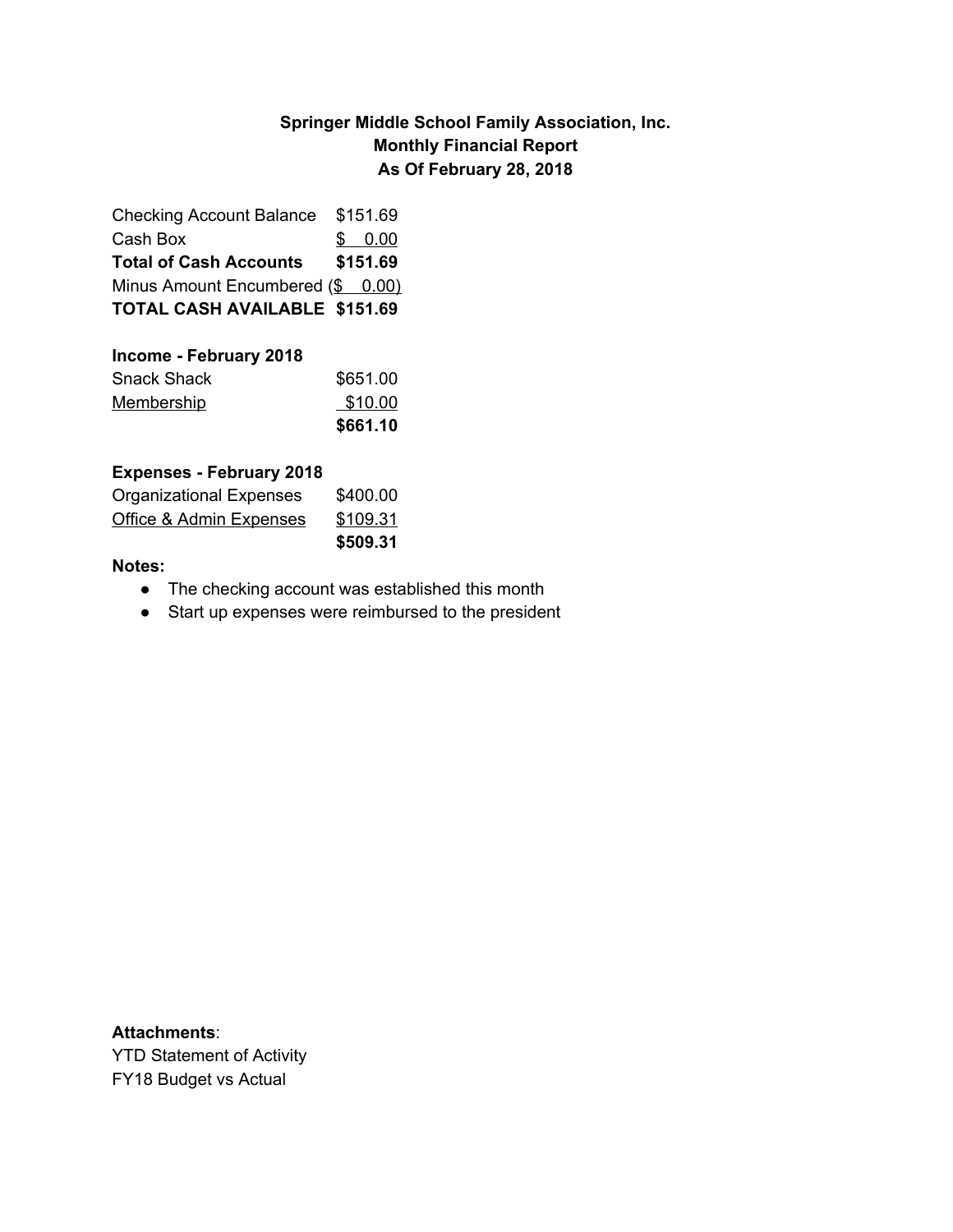**Springer Middle School Family Association, Inc.**
**Monthly Financial Report**
**As Of February 28, 2018**

| | |
|---|---|
| Checking Account Balance | $151.69 |
| Cash Box | $ 0.00 |
| **Total of Cash Accounts** | **$151.69** |
| Minus Amount Encumbered | ($ 0.00) |
| **TOTAL CASH AVAILABLE** | **$151.69** |

**Income - February 2018**

| | |
|---|---|
| Snack Shack | $651.00 |
| Membership | $10.00 |
| | **$661.10** |

**Expenses - February 2018**

| | |
|---|---|
| Organizational Expenses | $400.00 |
| Office & Admin Expenses | $109.31 |
| | **$509.31** |

**Notes:**

- The checking account was established this month
- Start up expenses were reimbursed to the president

**Attachments**:
YTD Statement of Activity
FY18 Budget vs Actual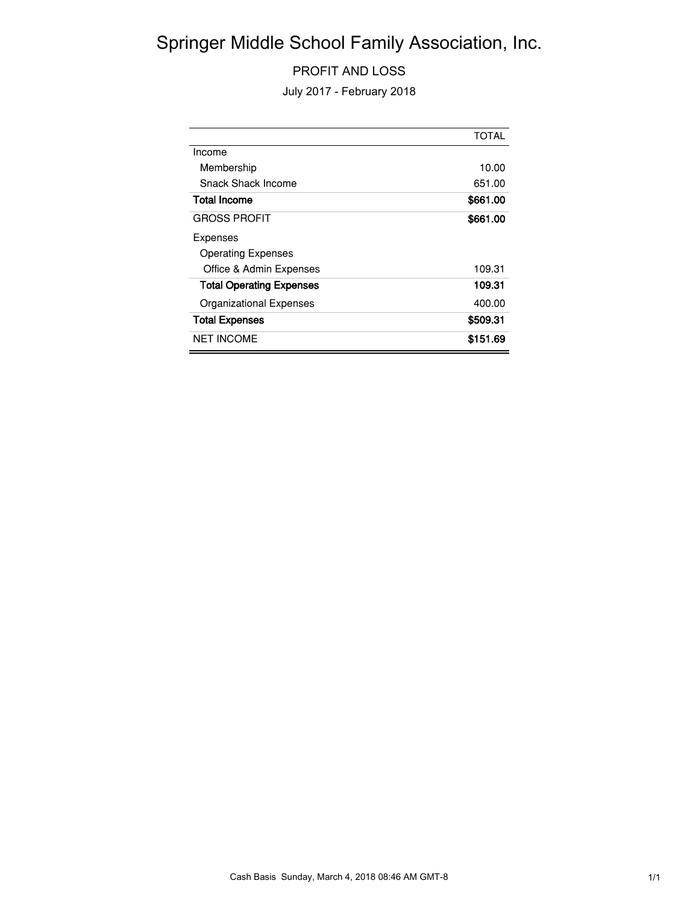# Springer Middle School Family Association, Inc.

## PROFIT AND LOSS

July 2017 - February 2018

| | TOTAL |
|---|---|
| Income | |
| Membership | 10.00 |
| Snack Shack Income | 651.00 |
| **Total Income** | **$661.00** |
| GROSS PROFIT | **$661.00** |
| Expenses | |
| Operating Expenses | |
| Office & Admin Expenses | 109.31 |
| **Total Operating Expenses** | **109.31** |
| Organizational Expenses | 400.00 |
| **Total Expenses** | **$509.31** |
| NET INCOME | **$151.69** |

Cash Basis Sunday, March 4, 2018 08:46 AM GMT-8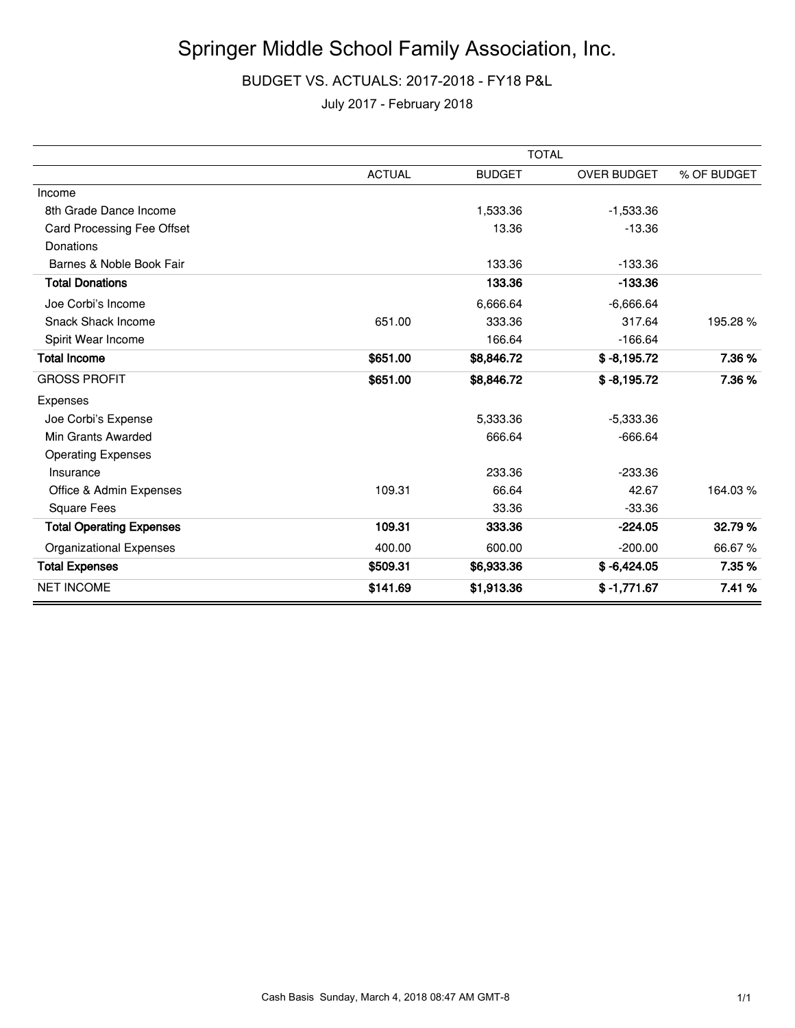# Springer Middle School Family Association, Inc.

## BUDGET VS. ACTUALS: 2017-2018 - FY18 P&L

July 2017 - February 2018

| | TOTAL | | | |
|---|---|---|---|---|
| | ACTUAL | BUDGET | OVER BUDGET | % OF BUDGET |
| Income | | | | |
| 8th Grade Dance Income | | 1,533.36 | -1,533.36 | |
| Card Processing Fee Offset | | 13.36 | -13.36 | |
| Donations | | | | |
| Barnes & Noble Book Fair | | 133.36 | -133.36 | |
| **Total Donations** | | **133.36** | **-133.36** | |
| Joe Corbi's Income | | 6,666.64 | -6,666.64 | |
| Snack Shack Income | 651.00 | 333.36 | 317.64 | 195.28 % |
| Spirit Wear Income | | 166.64 | -166.64 | |
| **Total Income** | **$651.00** | **$8,846.72** | **$ -8,195.72** | **7.36 %** |
| GROSS PROFIT | **$651.00** | **$8,846.72** | **$ -8,195.72** | **7.36 %** |
| Expenses | | | | |
| Joe Corbi's Expense | | 5,333.36 | -5,333.36 | |
| Min Grants Awarded | | 666.64 | -666.64 | |
| Operating Expenses | | | | |
| Insurance | | 233.36 | -233.36 | |
| Office & Admin Expenses | 109.31 | 66.64 | 42.67 | 164.03 % |
| Square Fees | | 33.36 | -33.36 | |
| **Total Operating Expenses** | **109.31** | **333.36** | **-224.05** | **32.79 %** |
| Organizational Expenses | 400.00 | 600.00 | -200.00 | 66.67 % |
| **Total Expenses** | **$509.31** | **$6,933.36** | **$ -6,424.05** | **7.35 %** |
| NET INCOME | **$141.69** | **$1,913.36** | **$ -1,771.67** | **7.41 %** |

Cash Basis Sunday, March 4, 2018 08:47 AM GMT-8